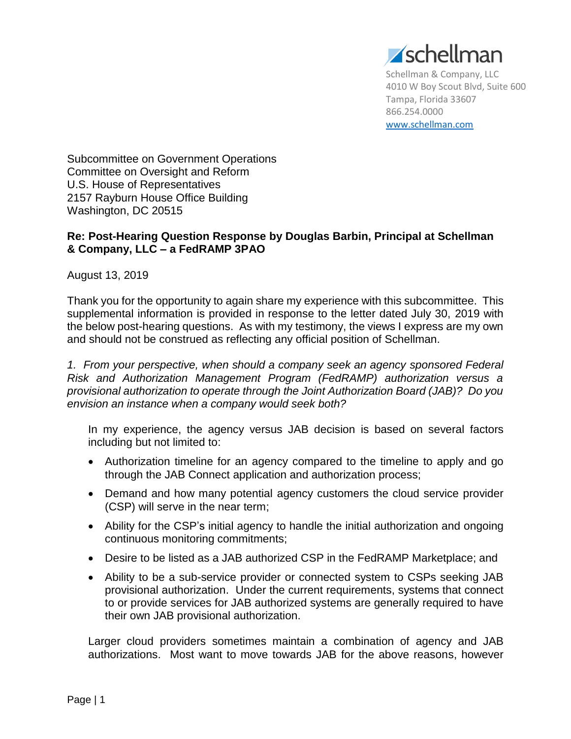schellman

Schellman & Company, LLC
4010 W Boy Scout Blvd, Suite 600
Tampa, Florida 33607
866.254.0000
www.schellman.com

Subcommittee on Government Operations
Committee on Oversight and Reform
U.S. House of Representatives
2157 Rayburn House Office Building
Washington, DC 20515

**Re: Post-Hearing Question Response by Douglas Barbin, Principal at Schellman & Company, LLC – a FedRAMP 3PAO**

August 13, 2019

Thank you for the opportunity to again share my experience with this subcommittee. This supplemental information is provided in response to the letter dated July 30, 2019 with the below post-hearing questions. As with my testimony, the views I express are my own and should not be construed as reflecting any official position of Schellman.

*1. From your perspective, when should a company seek an agency sponsored Federal Risk and Authorization Management Program (FedRAMP) authorization versus a provisional authorization to operate through the Joint Authorization Board (JAB)? Do you envision an instance when a company would seek both?*

In my experience, the agency versus JAB decision is based on several factors including but not limited to:

- Authorization timeline for an agency compared to the timeline to apply and go through the JAB Connect application and authorization process;
- Demand and how many potential agency customers the cloud service provider (CSP) will serve in the near term;
- Ability for the CSP's initial agency to handle the initial authorization and ongoing continuous monitoring commitments;
- Desire to be listed as a JAB authorized CSP in the FedRAMP Marketplace; and
- Ability to be a sub-service provider or connected system to CSPs seeking JAB provisional authorization. Under the current requirements, systems that connect to or provide services for JAB authorized systems are generally required to have their own JAB provisional authorization.

Larger cloud providers sometimes maintain a combination of agency and JAB authorizations. Most want to move towards JAB for the above reasons, however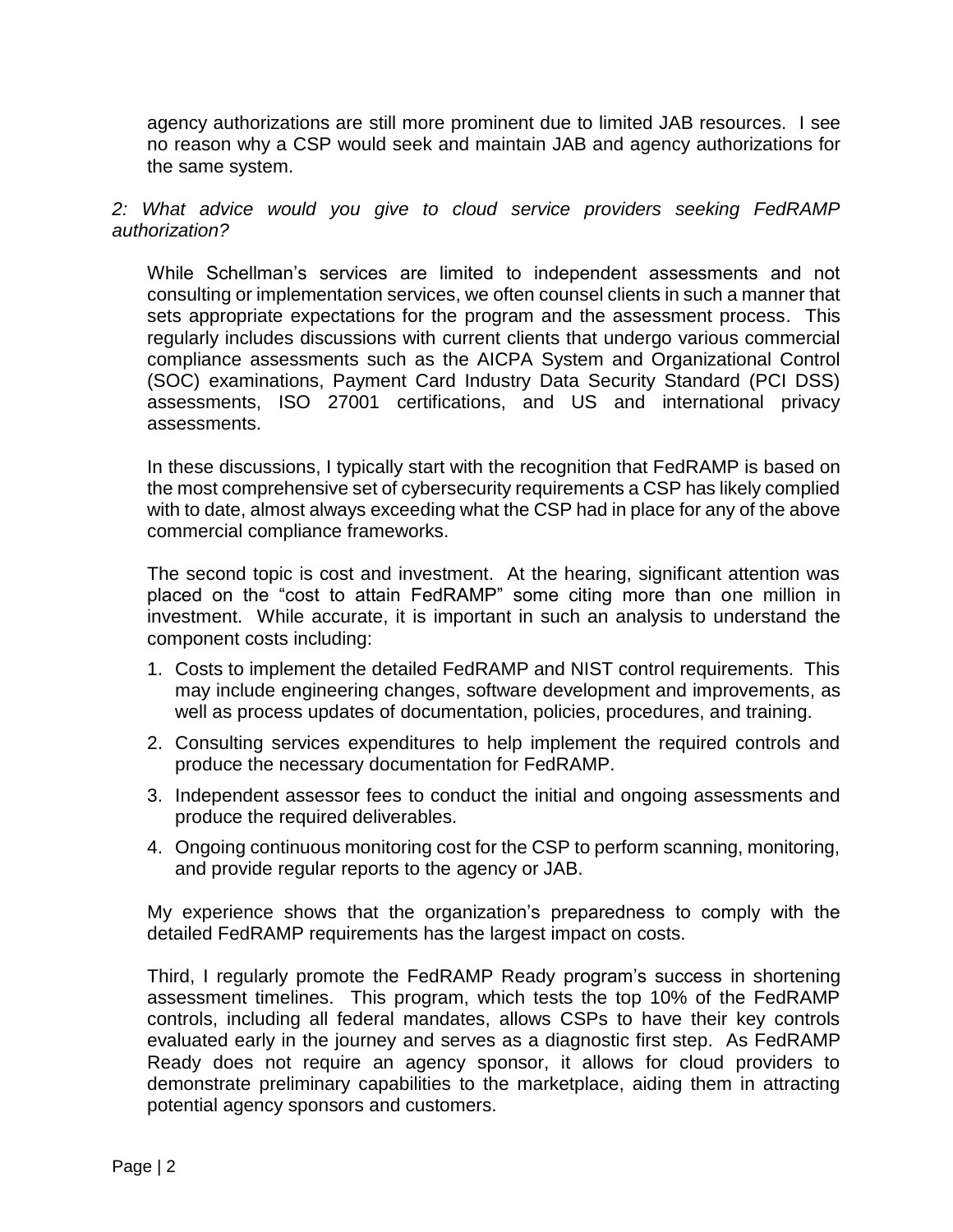agency authorizations are still more prominent due to limited JAB resources. I see no reason why a CSP would seek and maintain JAB and agency authorizations for the same system.

*2: What advice would you give to cloud service providers seeking FedRAMP authorization?*

While Schellman's services are limited to independent assessments and not consulting or implementation services, we often counsel clients in such a manner that sets appropriate expectations for the program and the assessment process. This regularly includes discussions with current clients that undergo various commercial compliance assessments such as the AICPA System and Organizational Control (SOC) examinations, Payment Card Industry Data Security Standard (PCI DSS) assessments, ISO 27001 certifications, and US and international privacy assessments.

In these discussions, I typically start with the recognition that FedRAMP is based on the most comprehensive set of cybersecurity requirements a CSP has likely complied with to date, almost always exceeding what the CSP had in place for any of the above commercial compliance frameworks.

The second topic is cost and investment. At the hearing, significant attention was placed on the "cost to attain FedRAMP" some citing more than one million in investment. While accurate, it is important in such an analysis to understand the component costs including:

1. Costs to implement the detailed FedRAMP and NIST control requirements. This may include engineering changes, software development and improvements, as well as process updates of documentation, policies, procedures, and training.
2. Consulting services expenditures to help implement the required controls and produce the necessary documentation for FedRAMP.
3. Independent assessor fees to conduct the initial and ongoing assessments and produce the required deliverables.
4. Ongoing continuous monitoring cost for the CSP to perform scanning, monitoring, and provide regular reports to the agency or JAB.

My experience shows that the organization's preparedness to comply with the detailed FedRAMP requirements has the largest impact on costs.

Third, I regularly promote the FedRAMP Ready program's success in shortening assessment timelines. This program, which tests the top 10% of the FedRAMP controls, including all federal mandates, allows CSPs to have their key controls evaluated early in the journey and serves as a diagnostic first step. As FedRAMP Ready does not require an agency sponsor, it allows for cloud providers to demonstrate preliminary capabilities to the marketplace, aiding them in attracting potential agency sponsors and customers.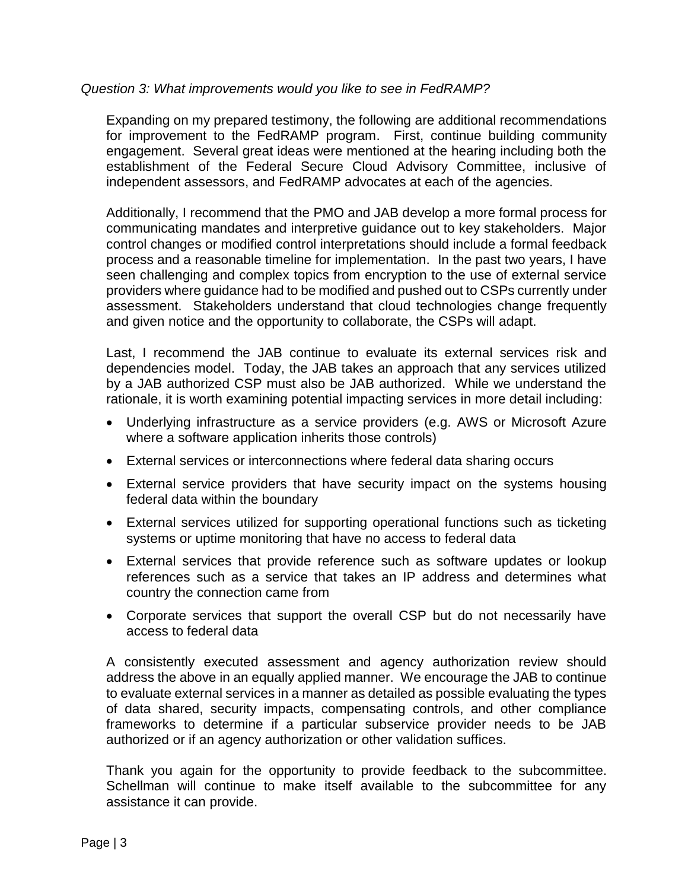*Question 3: What improvements would you like to see in FedRAMP?*

Expanding on my prepared testimony, the following are additional recommendations for improvement to the FedRAMP program. First, continue building community engagement. Several great ideas were mentioned at the hearing including both the establishment of the Federal Secure Cloud Advisory Committee, inclusive of independent assessors, and FedRAMP advocates at each of the agencies.

Additionally, I recommend that the PMO and JAB develop a more formal process for communicating mandates and interpretive guidance out to key stakeholders. Major control changes or modified control interpretations should include a formal feedback process and a reasonable timeline for implementation. In the past two years, I have seen challenging and complex topics from encryption to the use of external service providers where guidance had to be modified and pushed out to CSPs currently under assessment. Stakeholders understand that cloud technologies change frequently and given notice and the opportunity to collaborate, the CSPs will adapt.

Last, I recommend the JAB continue to evaluate its external services risk and dependencies model. Today, the JAB takes an approach that any services utilized by a JAB authorized CSP must also be JAB authorized. While we understand the rationale, it is worth examining potential impacting services in more detail including:

- Underlying infrastructure as a service providers (e.g. AWS or Microsoft Azure where a software application inherits those controls)
- External services or interconnections where federal data sharing occurs
- External service providers that have security impact on the systems housing federal data within the boundary
- External services utilized for supporting operational functions such as ticketing systems or uptime monitoring that have no access to federal data
- External services that provide reference such as software updates or lookup references such as a service that takes an IP address and determines what country the connection came from
- Corporate services that support the overall CSP but do not necessarily have access to federal data

A consistently executed assessment and agency authorization review should address the above in an equally applied manner. We encourage the JAB to continue to evaluate external services in a manner as detailed as possible evaluating the types of data shared, security impacts, compensating controls, and other compliance frameworks to determine if a particular subservice provider needs to be JAB authorized or if an agency authorization or other validation suffices.

Thank you again for the opportunity to provide feedback to the subcommittee. Schellman will continue to make itself available to the subcommittee for any assistance it can provide.